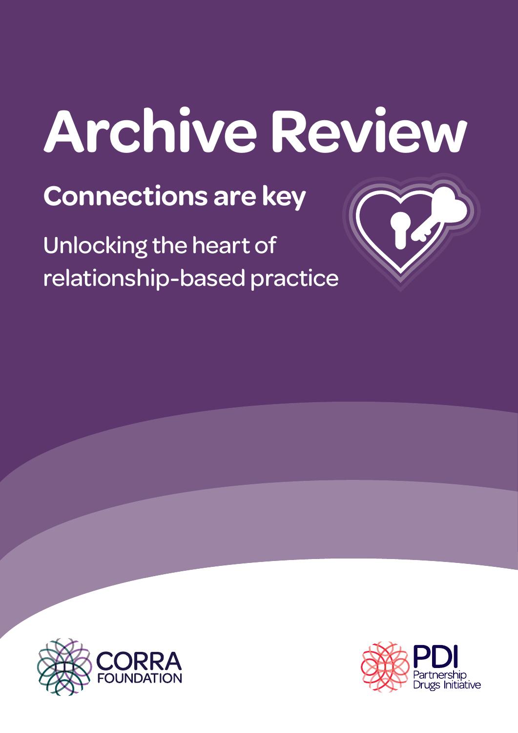# Archive Review

## Connections are key

Unlocking the heart of relationship-based practice

CORRA FOUNDATION

PDI Partnership Drugs Initiative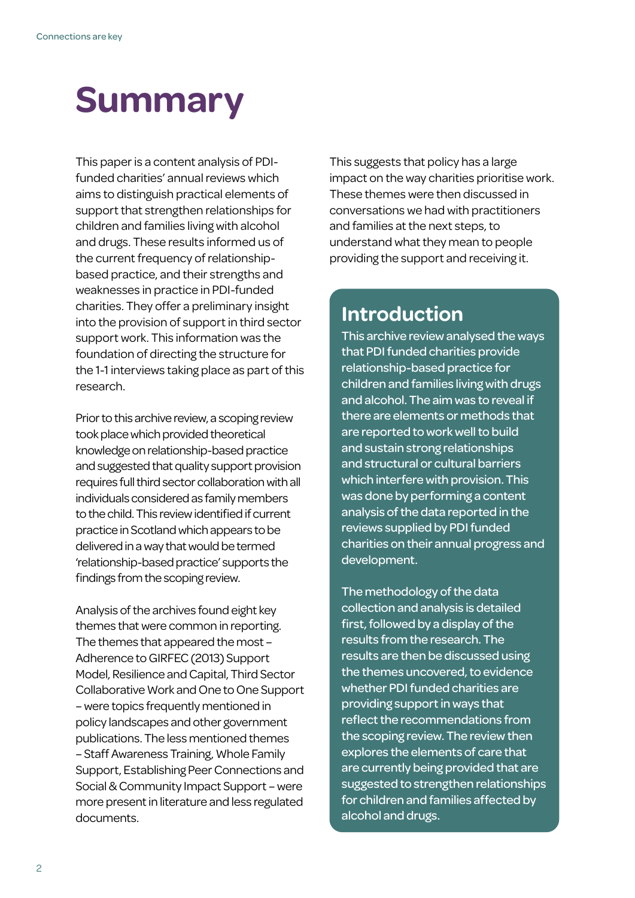# Summary

This paper is a content analysis of PDI-funded charities' annual reviews which aims to distinguish practical elements of support that strengthen relationships for children and families living with alcohol and drugs. These results informed us of the current frequency of relationship-based practice, and their strengths and weaknesses in practice in PDI-funded charities. They offer a preliminary insight into the provision of support in third sector support work. This information was the foundation of directing the structure for the 1-1 interviews taking place as part of this research.

Prior to this archive review, a scoping review took place which provided theoretical knowledge on relationship-based practice and suggested that quality support provision requires full third sector collaboration with all individuals considered as family members to the child. This review identified if current practice in Scotland which appears to be delivered in a way that would be termed 'relationship-based practice' supports the findings from the scoping review.

Analysis of the archives found eight key themes that were common in reporting. The themes that appeared the most – Adherence to GIRFEC (2013) Support Model, Resilience and Capital, Third Sector Collaborative Work and One to One Support – were topics frequently mentioned in policy landscapes and other government publications. The less mentioned themes – Staff Awareness Training, Whole Family Support, Establishing Peer Connections and Social & Community Impact Support – were more present in literature and less regulated documents.

This suggests that policy has a large impact on the way charities prioritise work. These themes were then discussed in conversations we had with practitioners and families at the next steps, to understand what they mean to people providing the support and receiving it.

## Introduction

This archive review analysed the ways that PDI funded charities provide relationship-based practice for children and families living with drugs and alcohol. The aim was to reveal if there are elements or methods that are reported to work well to build and sustain strong relationships and structural or cultural barriers which interfere with provision. This was done by performing a content analysis of the data reported in the reviews supplied by PDI funded charities on their annual progress and development.

The methodology of the data collection and analysis is detailed first, followed by a display of the results from the research. The results are then be discussed using the themes uncovered, to evidence whether PDI funded charities are providing support in ways that reflect the recommendations from the scoping review. The review then explores the elements of care that are currently being provided that are suggested to strengthen relationships for children and families affected by alcohol and drugs.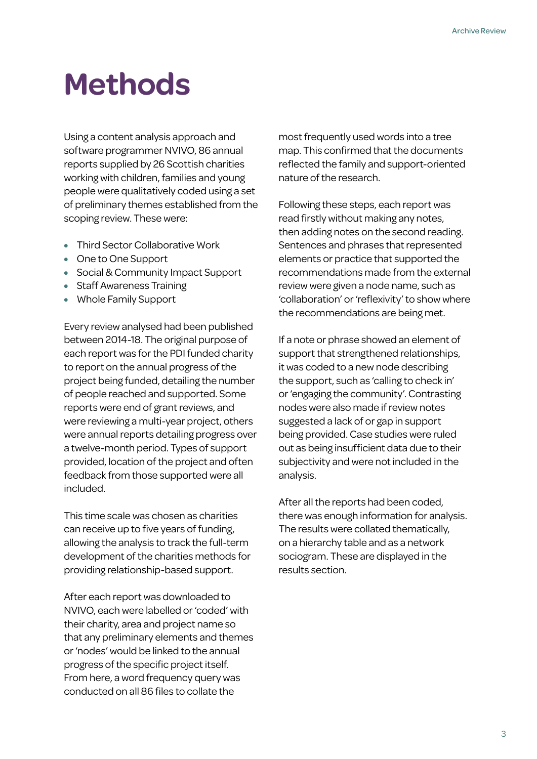# Methods

Using a content analysis approach and software programmer NVIVO, 86 annual reports supplied by 26 Scottish charities working with children, families and young people were qualitatively coded using a set of preliminary themes established from the scoping review. These were:

- Third Sector Collaborative Work
- One to One Support
- Social & Community Impact Support
- Staff Awareness Training
- Whole Family Support

Every review analysed had been published between 2014-18. The original purpose of each report was for the PDI funded charity to report on the annual progress of the project being funded, detailing the number of people reached and supported. Some reports were end of grant reviews, and were reviewing a multi-year project, others were annual reports detailing progress over a twelve-month period. Types of support provided, location of the project and often feedback from those supported were all included.

This time scale was chosen as charities can receive up to five years of funding, allowing the analysis to track the full-term development of the charities methods for providing relationship-based support.

After each report was downloaded to NVIVO, each were labelled or 'coded' with their charity, area and project name so that any preliminary elements and themes or 'nodes' would be linked to the annual progress of the specific project itself. From here, a word frequency query was conducted on all 86 files to collate the most frequently used words into a tree map. This confirmed that the documents reflected the family and support-oriented nature of the research.

Following these steps, each report was read firstly without making any notes, then adding notes on the second reading. Sentences and phrases that represented elements or practice that supported the recommendations made from the external review were given a node name, such as 'collaboration' or 'reflexivity' to show where the recommendations are being met.

If a note or phrase showed an element of support that strengthened relationships, it was coded to a new node describing the support, such as 'calling to check in' or 'engaging the community'. Contrasting nodes were also made if review notes suggested a lack of or gap in support being provided. Case studies were ruled out as being insufficient data due to their subjectivity and were not included in the analysis.

After all the reports had been coded, there was enough information for analysis. The results were collated thematically, on a hierarchy table and as a network sociogram. These are displayed in the results section.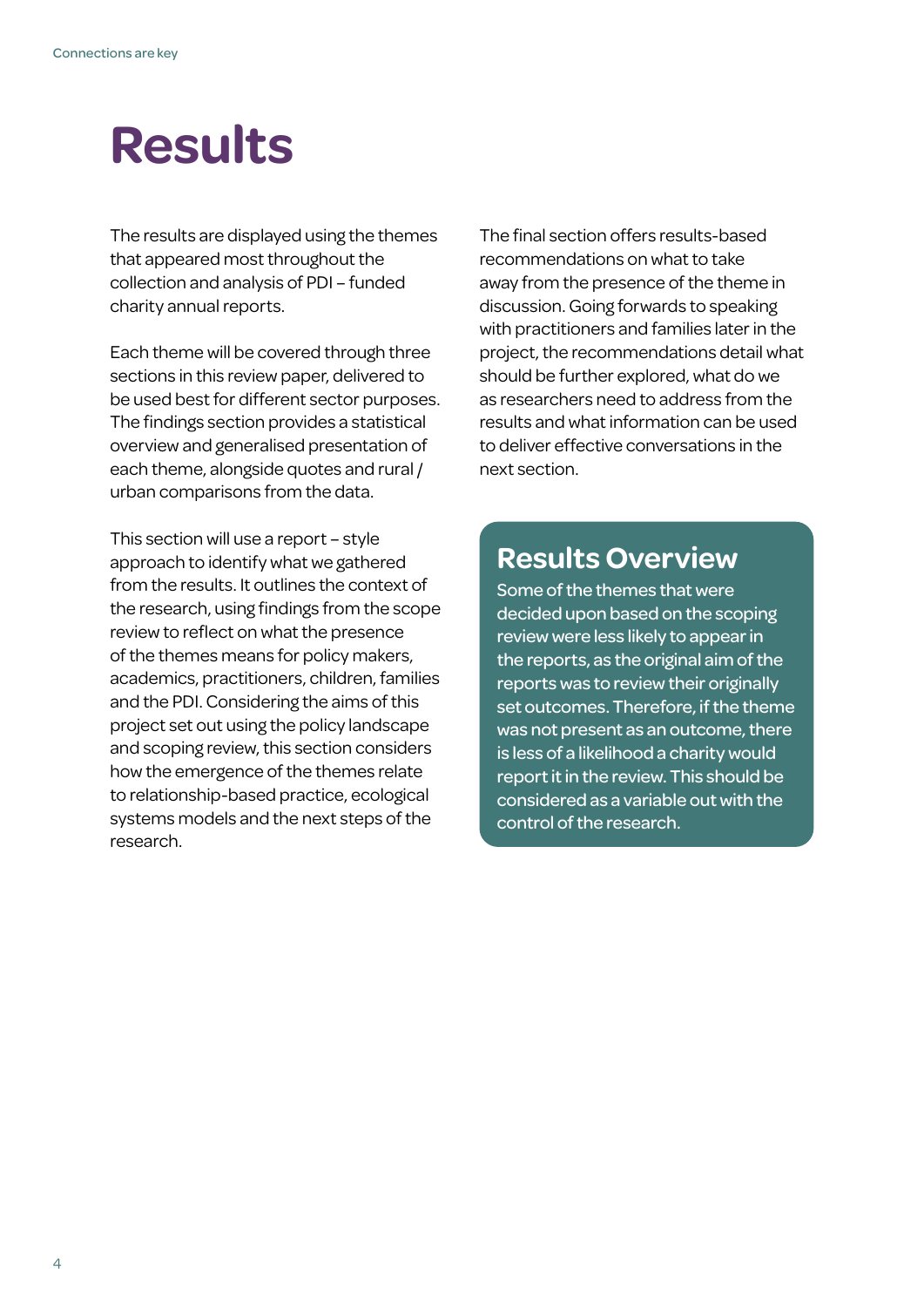# Results

The results are displayed using the themes that appeared most throughout the collection and analysis of PDI – funded charity annual reports.

Each theme will be covered through three sections in this review paper, delivered to be used best for different sector purposes. The findings section provides a statistical overview and generalised presentation of each theme, alongside quotes and rural / urban comparisons from the data.

This section will use a report – style approach to identify what we gathered from the results. It outlines the context of the research, using findings from the scope review to reflect on what the presence of the themes means for policy makers, academics, practitioners, children, families and the PDI. Considering the aims of this project set out using the policy landscape and scoping review, this section considers how the emergence of the themes relate to relationship-based practice, ecological systems models and the next steps of the research.

The final section offers results-based recommendations on what to take away from the presence of the theme in discussion. Going forwards to speaking with practitioners and families later in the project, the recommendations detail what should be further explored, what do we as researchers need to address from the results and what information can be used to deliver effective conversations in the next section.

## Results Overview

Some of the themes that were decided upon based on the scoping review were less likely to appear in the reports, as the original aim of the reports was to review their originally set outcomes. Therefore, if the theme was not present as an outcome, there is less of a likelihood a charity would report it in the review. This should be considered as a variable out with the control of the research.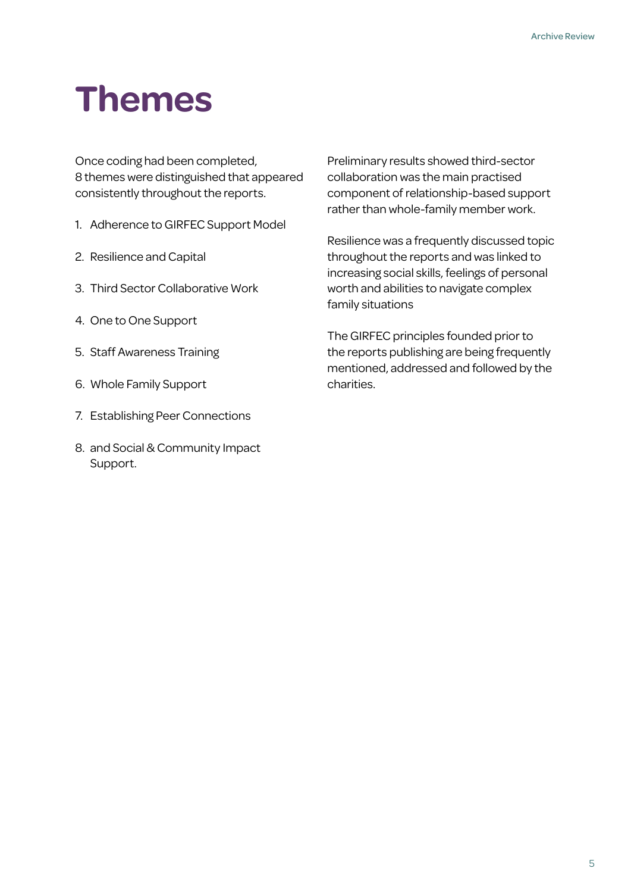# Themes

Once coding had been completed, 8 themes were distinguished that appeared consistently throughout the reports.

1. Adherence to GIRFEC Support Model
2. Resilience and Capital
3. Third Sector Collaborative Work
4. One to One Support
5. Staff Awareness Training
6. Whole Family Support
7. Establishing Peer Connections
8. and Social & Community Impact Support.

Preliminary results showed third-sector collaboration was the main practised component of relationship-based support rather than whole-family member work.

Resilience was a frequently discussed topic throughout the reports and was linked to increasing social skills, feelings of personal worth and abilities to navigate complex family situations

The GIRFEC principles founded prior to the reports publishing are being frequently mentioned, addressed and followed by the charities.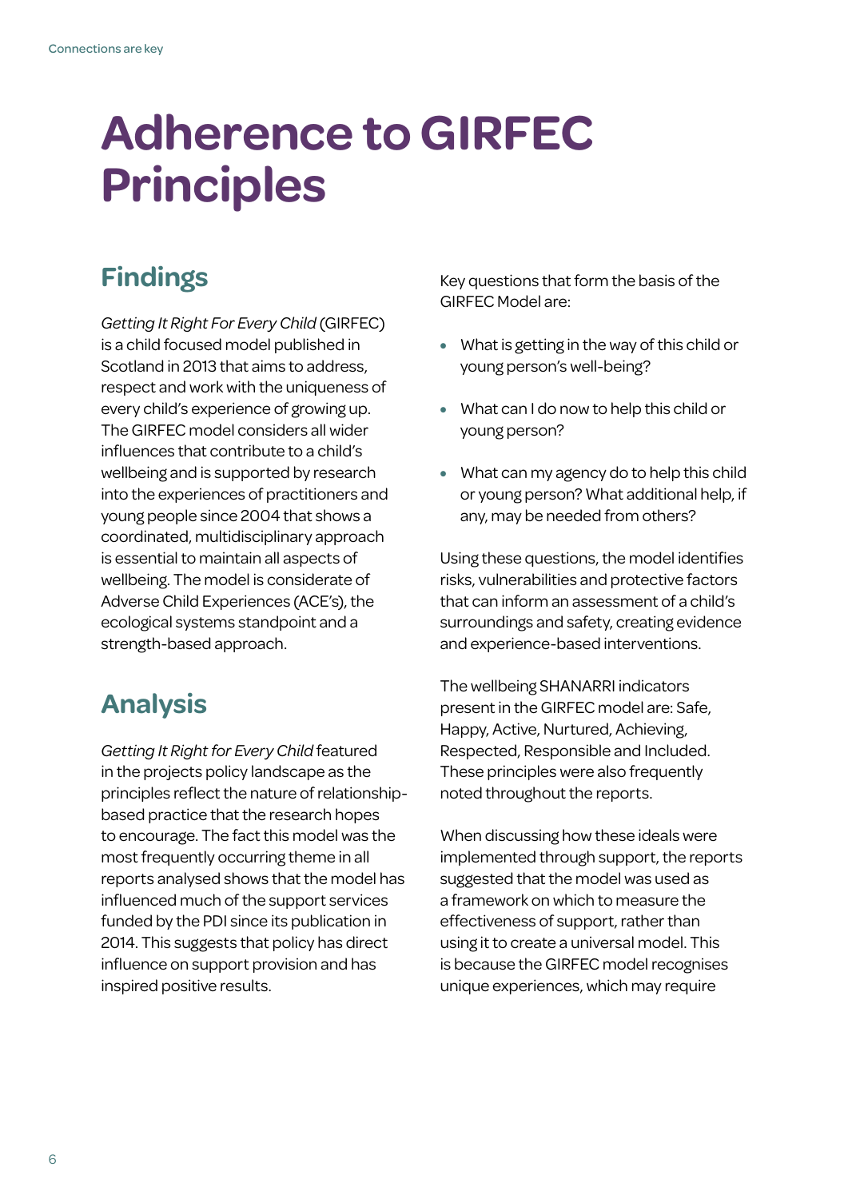# Adherence to GIRFEC Principles

## Findings

*Getting It Right For Every Child* (GIRFEC) is a child focused model published in Scotland in 2013 that aims to address, respect and work with the uniqueness of every child's experience of growing up. The GIRFEC model considers all wider influences that contribute to a child's wellbeing and is supported by research into the experiences of practitioners and young people since 2004 that shows a coordinated, multidisciplinary approach is essential to maintain all aspects of wellbeing. The model is considerate of Adverse Child Experiences (ACE's), the ecological systems standpoint and a strength-based approach.

## Analysis

*Getting It Right for Every Child* featured in the projects policy landscape as the principles reflect the nature of relationship-based practice that the research hopes to encourage. The fact this model was the most frequently occurring theme in all reports analysed shows that the model has influenced much of the support services funded by the PDI since its publication in 2014. This suggests that policy has direct influence on support provision and has inspired positive results.

Key questions that form the basis of the GIRFEC Model are:

- What is getting in the way of this child or young person's well-being?
- What can I do now to help this child or young person?
- What can my agency do to help this child or young person? What additional help, if any, may be needed from others?

Using these questions, the model identifies risks, vulnerabilities and protective factors that can inform an assessment of a child's surroundings and safety, creating evidence and experience-based interventions.

The wellbeing SHANARRI indicators present in the GIRFEC model are: Safe, Happy, Active, Nurtured, Achieving, Respected, Responsible and Included. These principles were also frequently noted throughout the reports.

When discussing how these ideals were implemented through support, the reports suggested that the model was used as a framework on which to measure the effectiveness of support, rather than using it to create a universal model. This is because the GIRFEC model recognises unique experiences, which may require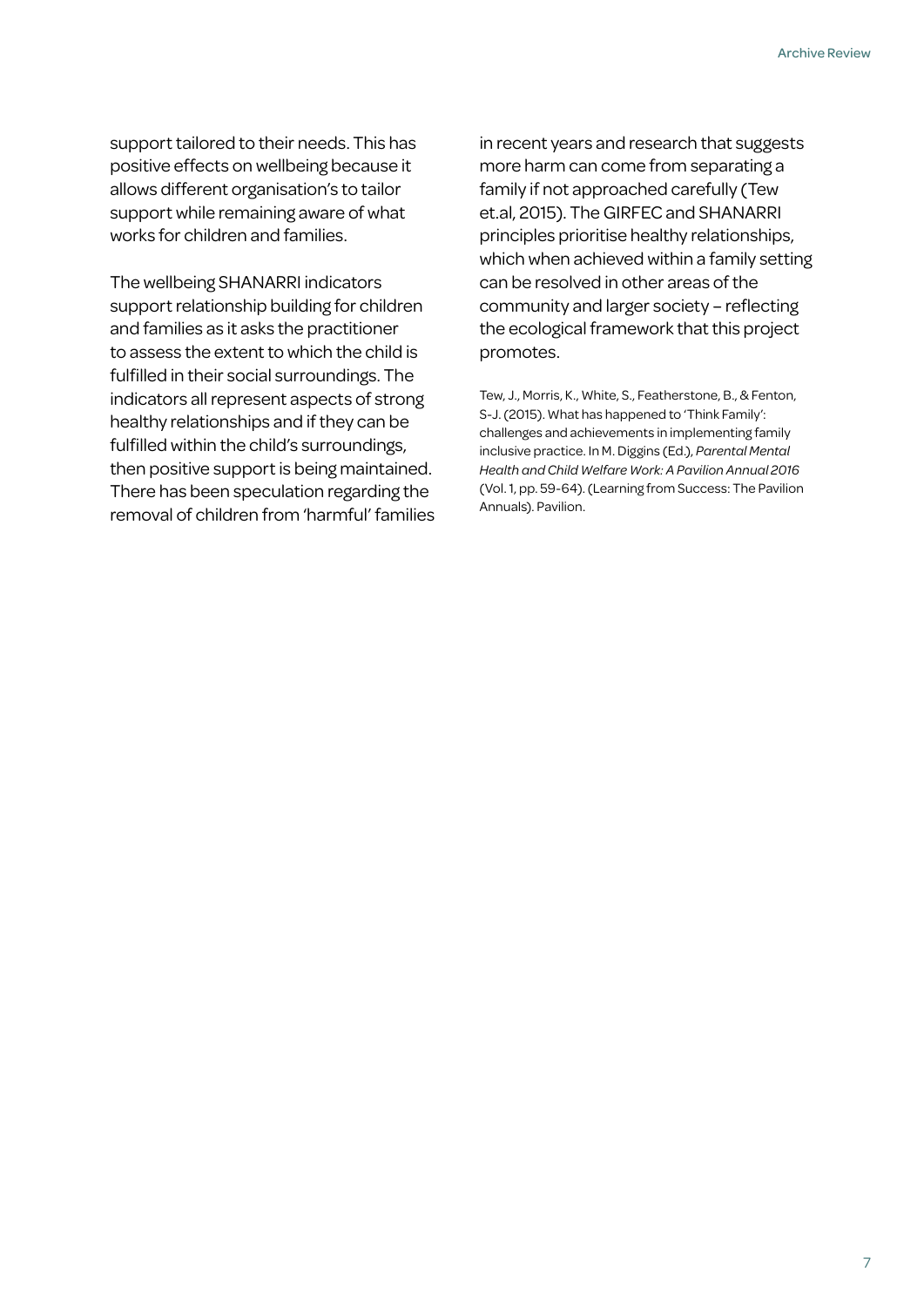support tailored to their needs. This has positive effects on wellbeing because it allows different organisation's to tailor support while remaining aware of what works for children and families.

The wellbeing SHANARRI indicators support relationship building for children and families as it asks the practitioner to assess the extent to which the child is fulfilled in their social surroundings. The indicators all represent aspects of strong healthy relationships and if they can be fulfilled within the child's surroundings, then positive support is being maintained. There has been speculation regarding the removal of children from 'harmful' families in recent years and research that suggests more harm can come from separating a family if not approached carefully (Tew et.al, 2015). The GIRFEC and SHANARRI principles prioritise healthy relationships, which when achieved within a family setting can be resolved in other areas of the community and larger society – reflecting the ecological framework that this project promotes.

Tew, J., Morris, K., White, S., Featherstone, B., & Fenton, S-J. (2015). What has happened to 'Think Family': challenges and achievements in implementing family inclusive practice. In M. Diggins (Ed.), *Parental Mental Health and Child Welfare Work: A Pavilion Annual 2016* (Vol. 1, pp. 59-64). (Learning from Success: The Pavilion Annuals). Pavilion.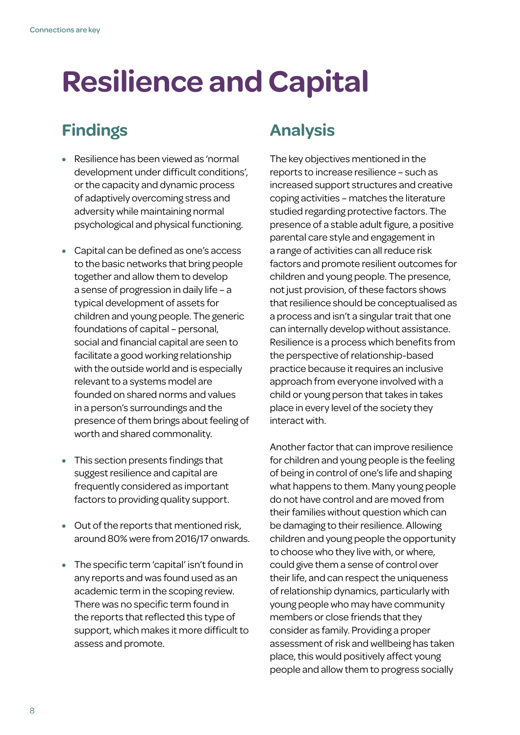# Resilience and Capital

## Findings

- Resilience has been viewed as 'normal development under difficult conditions', or the capacity and dynamic process of adaptively overcoming stress and adversity while maintaining normal psychological and physical functioning.
- Capital can be defined as one's access to the basic networks that bring people together and allow them to develop a sense of progression in daily life – a typical development of assets for children and young people. The generic foundations of capital – personal, social and financial capital are seen to facilitate a good working relationship with the outside world and is especially relevant to a systems model are founded on shared norms and values in a person's surroundings and the presence of them brings about feeling of worth and shared commonality.
- This section presents findings that suggest resilience and capital are frequently considered as important factors to providing quality support.
- Out of the reports that mentioned risk, around 80% were from 2016/17 onwards.
- The specific term 'capital' isn't found in any reports and was found used as an academic term in the scoping review. There was no specific term found in the reports that reflected this type of support, which makes it more difficult to assess and promote.

## Analysis

The key objectives mentioned in the reports to increase resilience – such as increased support structures and creative coping activities – matches the literature studied regarding protective factors. The presence of a stable adult figure, a positive parental care style and engagement in a range of activities can all reduce risk factors and promote resilient outcomes for children and young people. The presence, not just provision, of these factors shows that resilience should be conceptualised as a process and isn't a singular trait that one can internally develop without assistance. Resilience is a process which benefits from the perspective of relationship-based practice because it requires an inclusive approach from everyone involved with a child or young person that takes in takes place in every level of the society they interact with.

Another factor that can improve resilience for children and young people is the feeling of being in control of one's life and shaping what happens to them. Many young people do not have control and are moved from their families without question which can be damaging to their resilience. Allowing children and young people the opportunity to choose who they live with, or where, could give them a sense of control over their life, and can respect the uniqueness of relationship dynamics, particularly with young people who may have community members or close friends that they consider as family. Providing a proper assessment of risk and wellbeing has taken place, this would positively affect young people and allow them to progress socially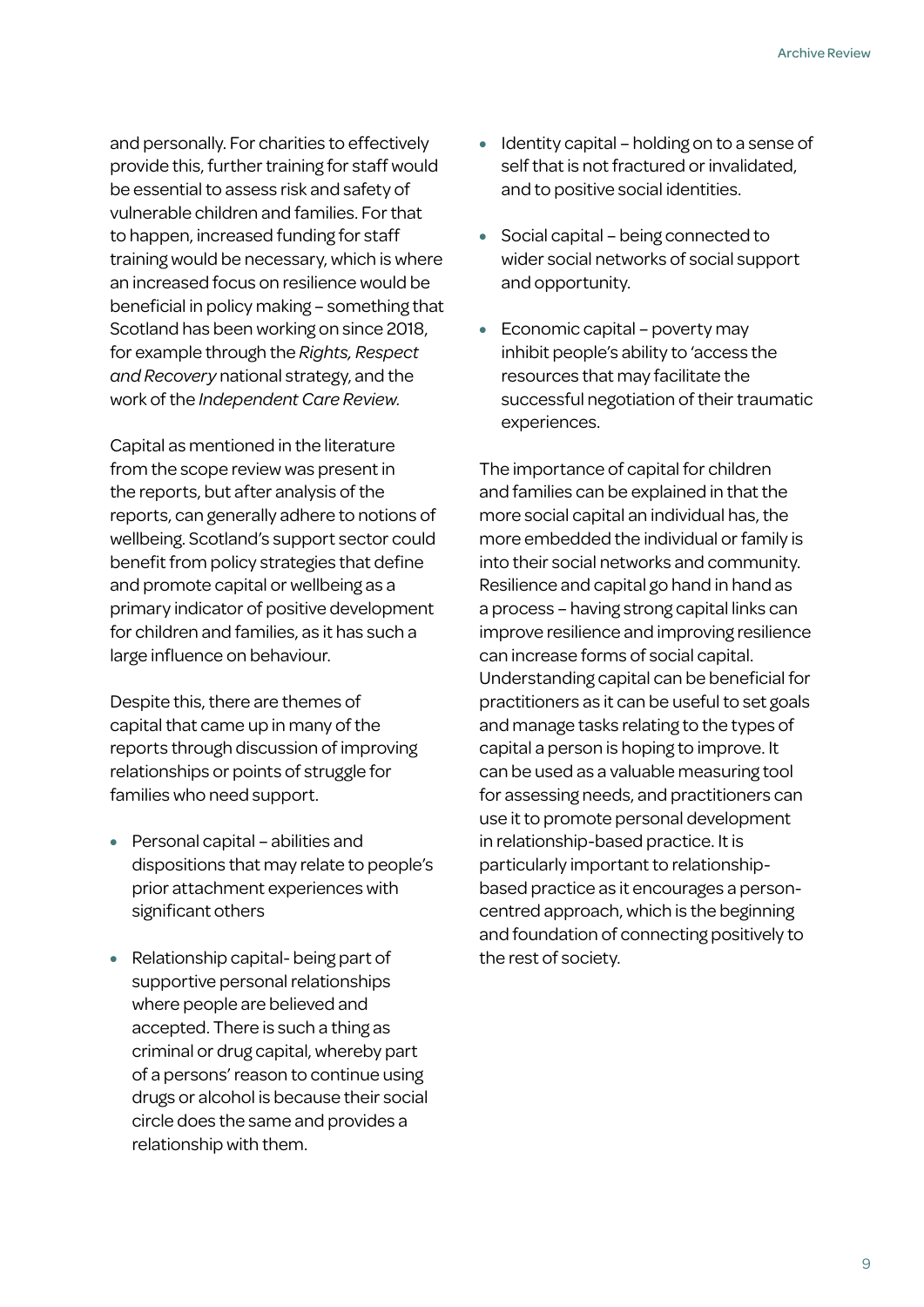and personally. For charities to effectively provide this, further training for staff would be essential to assess risk and safety of vulnerable children and families. For that to happen, increased funding for staff training would be necessary, which is where an increased focus on resilience would be beneficial in policy making – something that Scotland has been working on since 2018, for example through the *Rights, Respect and Recovery* national strategy, and the work of the *Independent Care Review*.

Capital as mentioned in the literature from the scope review was present in the reports, but after analysis of the reports, can generally adhere to notions of wellbeing. Scotland's support sector could benefit from policy strategies that define and promote capital or wellbeing as a primary indicator of positive development for children and families, as it has such a large influence on behaviour.

Despite this, there are themes of capital that came up in many of the reports through discussion of improving relationships or points of struggle for families who need support.

- Personal capital – abilities and dispositions that may relate to people's prior attachment experiences with significant others
- Relationship capital- being part of supportive personal relationships where people are believed and accepted. There is such a thing as criminal or drug capital, whereby part of a persons' reason to continue using drugs or alcohol is because their social circle does the same and provides a relationship with them.
- Identity capital – holding on to a sense of self that is not fractured or invalidated, and to positive social identities.
- Social capital – being connected to wider social networks of social support and opportunity.
- Economic capital – poverty may inhibit people's ability to 'access the resources that may facilitate the successful negotiation of their traumatic experiences.

The importance of capital for children and families can be explained in that the more social capital an individual has, the more embedded the individual or family is into their social networks and community. Resilience and capital go hand in hand as a process – having strong capital links can improve resilience and improving resilience can increase forms of social capital. Understanding capital can be beneficial for practitioners as it can be useful to set goals and manage tasks relating to the types of capital a person is hoping to improve. It can be used as a valuable measuring tool for assessing needs, and practitioners can use it to promote personal development in relationship-based practice. It is particularly important to relationship-based practice as it encourages a person-centred approach, which is the beginning and foundation of connecting positively to the rest of society.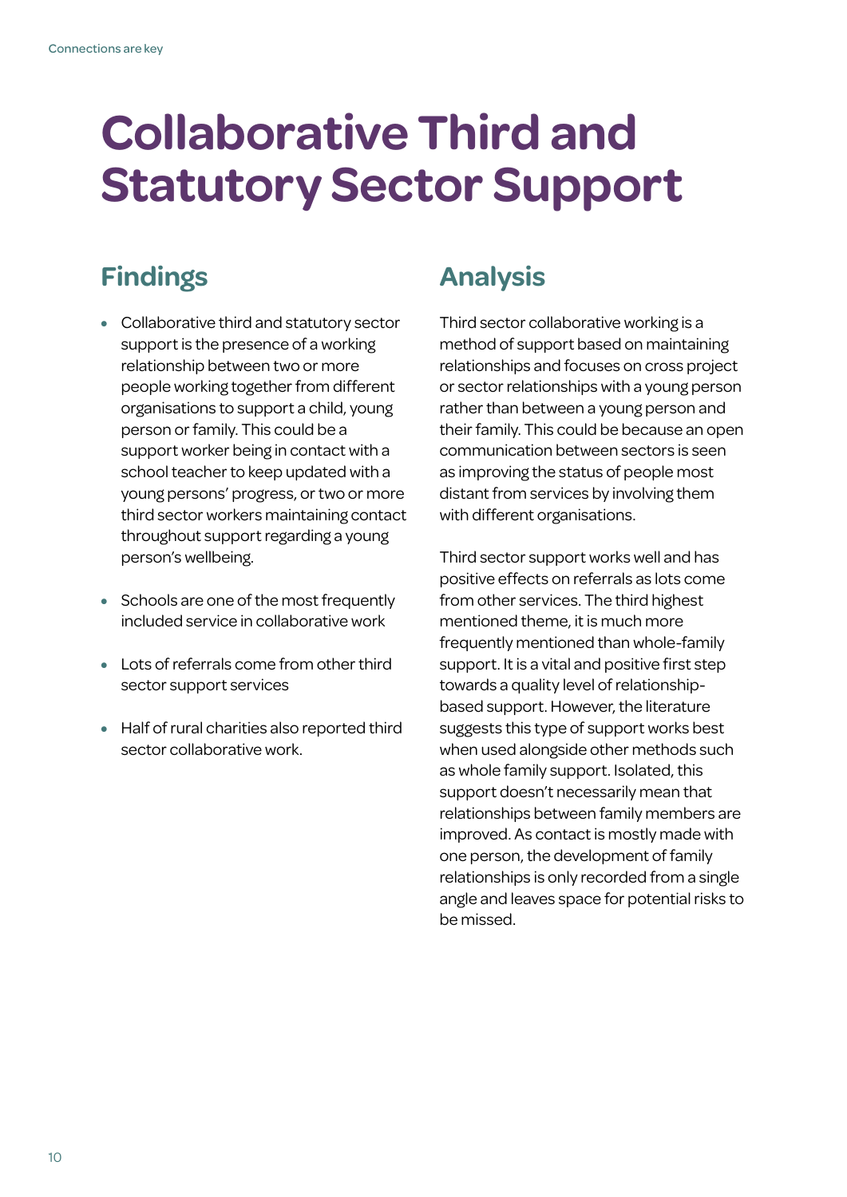# Collaborative Third and Statutory Sector Support

## Findings

- Collaborative third and statutory sector support is the presence of a working relationship between two or more people working together from different organisations to support a child, young person or family. This could be a support worker being in contact with a school teacher to keep updated with a young persons' progress, or two or more third sector workers maintaining contact throughout support regarding a young person's wellbeing.
- Schools are one of the most frequently included service in collaborative work
- Lots of referrals come from other third sector support services
- Half of rural charities also reported third sector collaborative work.

## Analysis

Third sector collaborative working is a method of support based on maintaining relationships and focuses on cross project or sector relationships with a young person rather than between a young person and their family. This could be because an open communication between sectors is seen as improving the status of people most distant from services by involving them with different organisations.

Third sector support works well and has positive effects on referrals as lots come from other services. The third highest mentioned theme, it is much more frequently mentioned than whole-family support. It is a vital and positive first step towards a quality level of relationship-based support. However, the literature suggests this type of support works best when used alongside other methods such as whole family support. Isolated, this support doesn't necessarily mean that relationships between family members are improved. As contact is mostly made with one person, the development of family relationships is only recorded from a single angle and leaves space for potential risks to be missed.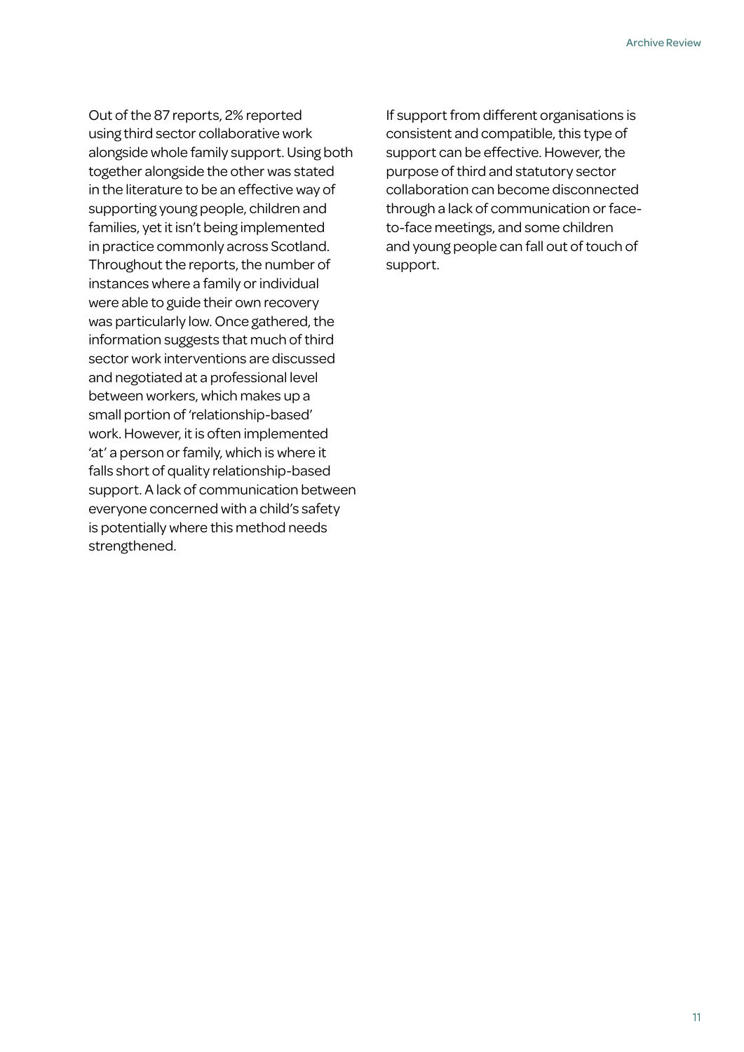Out of the 87 reports, 2% reported using third sector collaborative work alongside whole family support. Using both together alongside the other was stated in the literature to be an effective way of supporting young people, children and families, yet it isn't being implemented in practice commonly across Scotland. Throughout the reports, the number of instances where a family or individual were able to guide their own recovery was particularly low. Once gathered, the information suggests that much of third sector work interventions are discussed and negotiated at a professional level between workers, which makes up a small portion of 'relationship-based' work. However, it is often implemented 'at' a person or family, which is where it falls short of quality relationship-based support. A lack of communication between everyone concerned with a child's safety is potentially where this method needs strengthened.

If support from different organisations is consistent and compatible, this type of support can be effective. However, the purpose of third and statutory sector collaboration can become disconnected through a lack of communication or face-to-face meetings, and some children and young people can fall out of touch of support.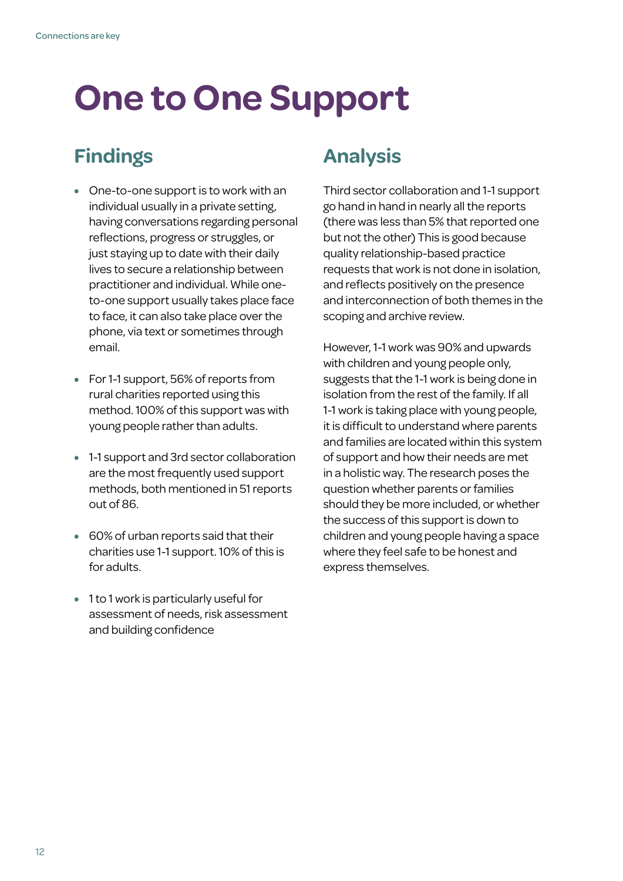# One to One Support

## Findings

- One-to-one support is to work with an individual usually in a private setting, having conversations regarding personal reflections, progress or struggles, or just staying up to date with their daily lives to secure a relationship between practitioner and individual. While one-to-one support usually takes place face to face, it can also take place over the phone, via text or sometimes through email.
- For 1-1 support, 56% of reports from rural charities reported using this method. 100% of this support was with young people rather than adults.
- 1-1 support and 3rd sector collaboration are the most frequently used support methods, both mentioned in 51 reports out of 86.
- 60% of urban reports said that their charities use 1-1 support. 10% of this is for adults.
- 1 to 1 work is particularly useful for assessment of needs, risk assessment and building confidence

## Analysis

Third sector collaboration and 1-1 support go hand in hand in nearly all the reports (there was less than 5% that reported one but not the other) This is good because quality relationship-based practice requests that work is not done in isolation, and reflects positively on the presence and interconnection of both themes in the scoping and archive review.

However, 1-1 work was 90% and upwards with children and young people only, suggests that the 1-1 work is being done in isolation from the rest of the family. If all 1-1 work is taking place with young people, it is difficult to understand where parents and families are located within this system of support and how their needs are met in a holistic way. The research poses the question whether parents or families should they be more included, or whether the success of this support is down to children and young people having a space where they feel safe to be honest and express themselves.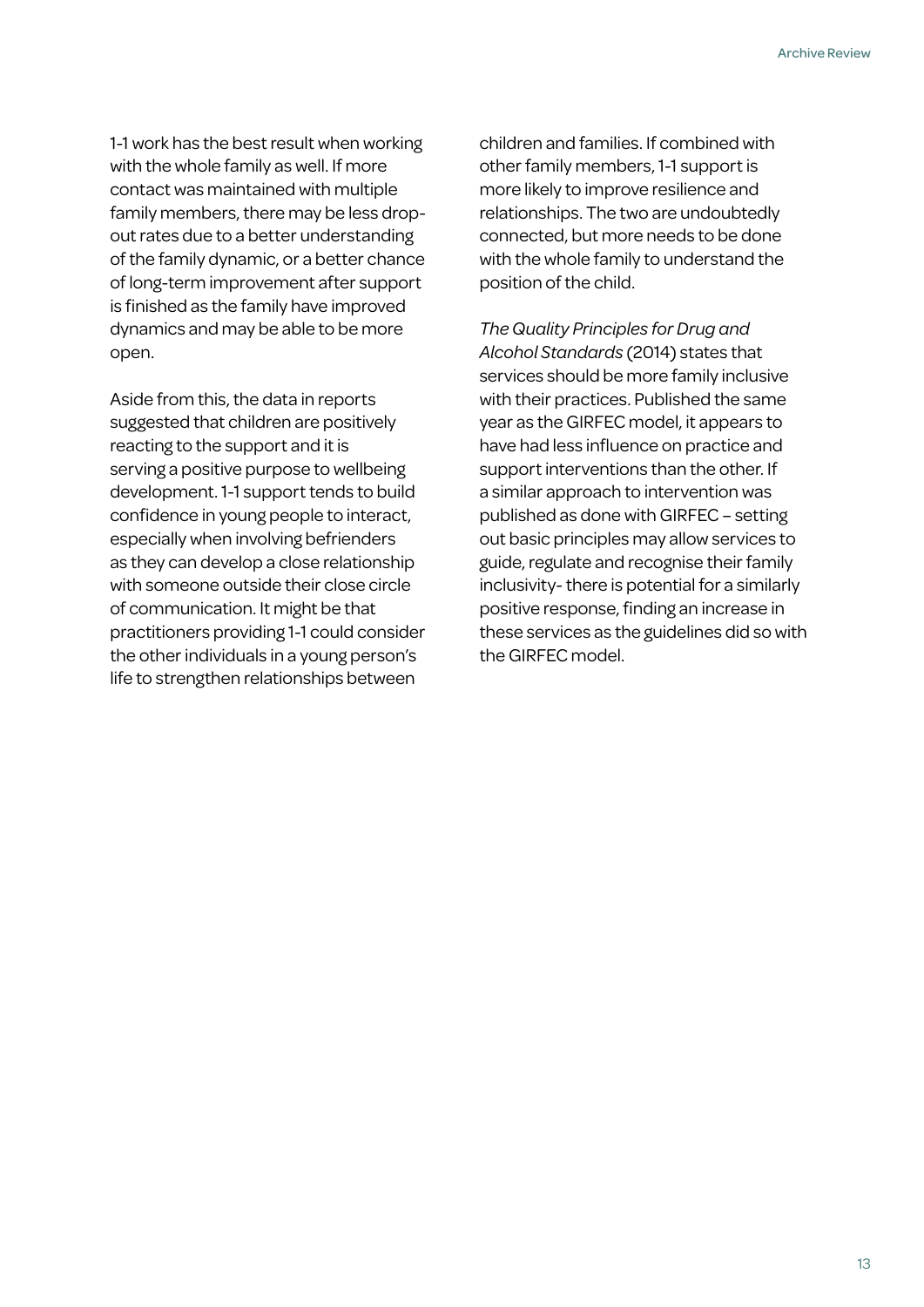1-1 work has the best result when working with the whole family as well. If more contact was maintained with multiple family members, there may be less drop-out rates due to a better understanding of the family dynamic, or a better chance of long-term improvement after support is finished as the family have improved dynamics and may be able to be more open.

Aside from this, the data in reports suggested that children are positively reacting to the support and it is serving a positive purpose to wellbeing development. 1-1 support tends to build confidence in young people to interact, especially when involving befrienders as they can develop a close relationship with someone outside their close circle of communication. It might be that practitioners providing 1-1 could consider the other individuals in a young person's life to strengthen relationships between children and families. If combined with other family members, 1-1 support is more likely to improve resilience and relationships. The two are undoubtedly connected, but more needs to be done with the whole family to understand the position of the child.

*The Quality Principles for Drug and Alcohol Standards* (2014) states that services should be more family inclusive with their practices. Published the same year as the GIRFEC model, it appears to have had less influence on practice and support interventions than the other. If a similar approach to intervention was published as done with GIRFEC – setting out basic principles may allow services to guide, regulate and recognise their family inclusivity- there is potential for a similarly positive response, finding an increase in these services as the guidelines did so with the GIRFEC model.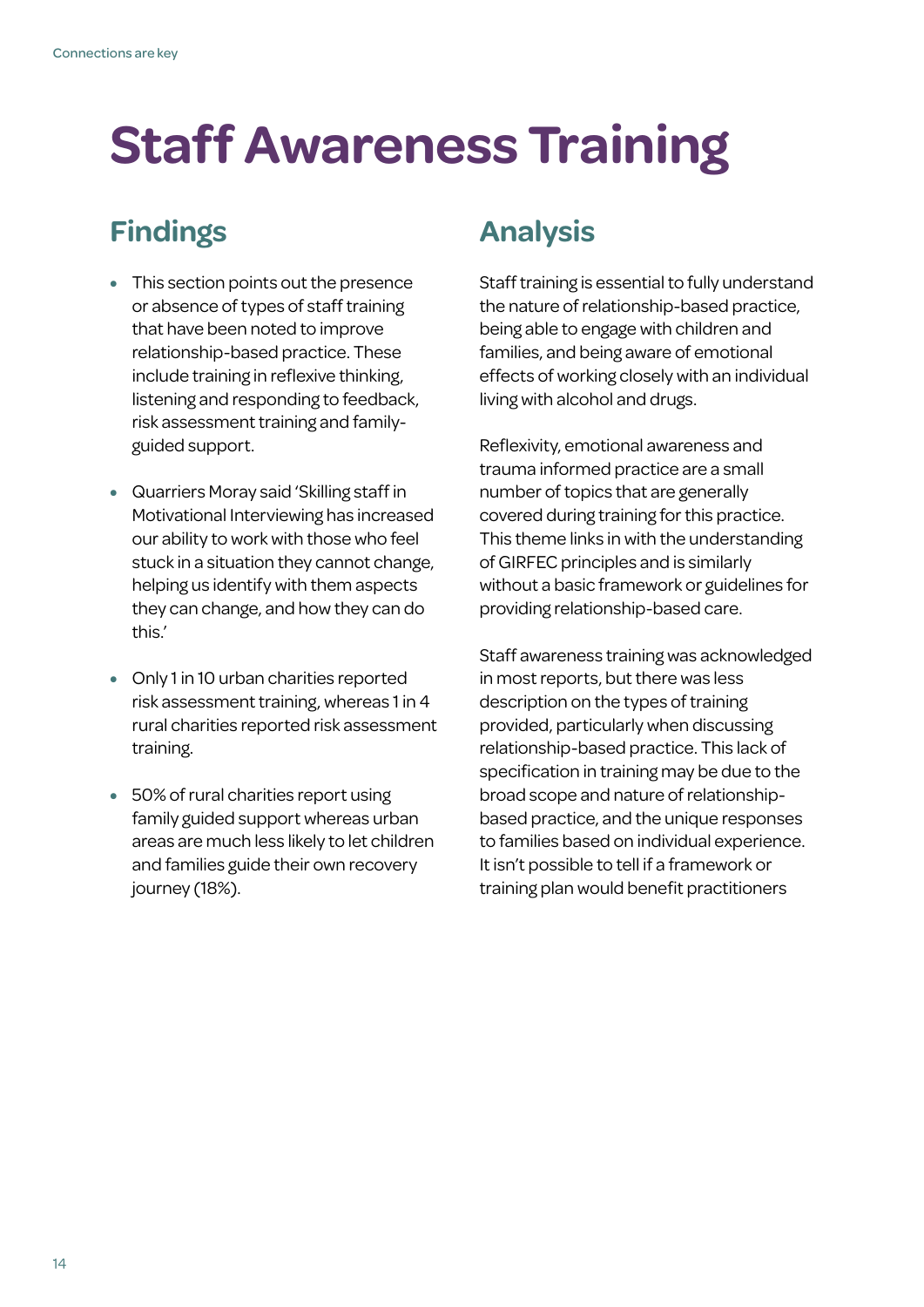# Staff Awareness Training

## Findings

- This section points out the presence or absence of types of staff training that have been noted to improve relationship-based practice. These include training in reflexive thinking, listening and responding to feedback, risk assessment training and family-guided support.
- Quarriers Moray said 'Skilling staff in Motivational Interviewing has increased our ability to work with those who feel stuck in a situation they cannot change, helping us identify with them aspects they can change, and how they can do this.'
- Only 1 in 10 urban charities reported risk assessment training, whereas 1 in 4 rural charities reported risk assessment training.
- 50% of rural charities report using family guided support whereas urban areas are much less likely to let children and families guide their own recovery journey (18%).

## Analysis

Staff training is essential to fully understand the nature of relationship-based practice, being able to engage with children and families, and being aware of emotional effects of working closely with an individual living with alcohol and drugs.

Reflexivity, emotional awareness and trauma informed practice are a small number of topics that are generally covered during training for this practice. This theme links in with the understanding of GIRFEC principles and is similarly without a basic framework or guidelines for providing relationship-based care.

Staff awareness training was acknowledged in most reports, but there was less description on the types of training provided, particularly when discussing relationship-based practice. This lack of specification in training may be due to the broad scope and nature of relationship-based practice, and the unique responses to families based on individual experience. It isn't possible to tell if a framework or training plan would benefit practitioners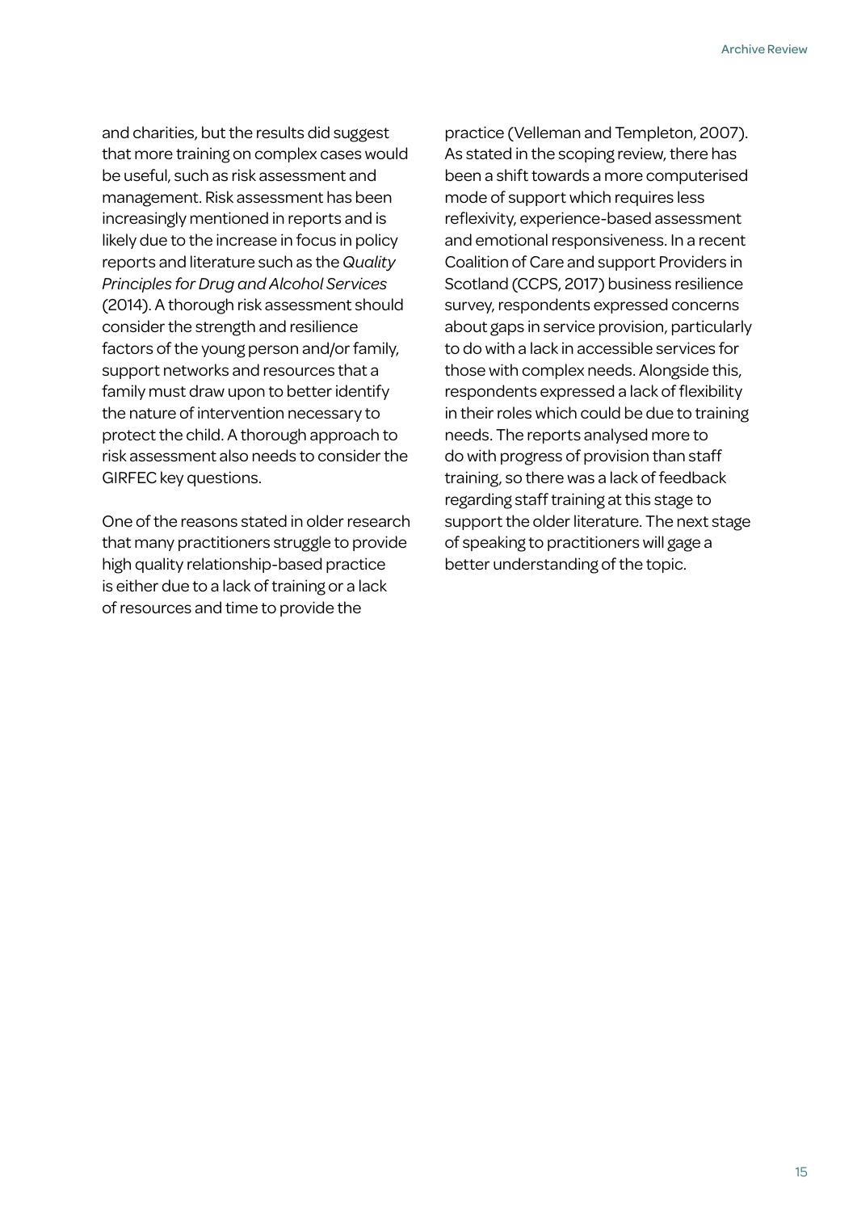and charities, but the results did suggest that more training on complex cases would be useful, such as risk assessment and management. Risk assessment has been increasingly mentioned in reports and is likely due to the increase in focus in policy reports and literature such as the *Quality Principles for Drug and Alcohol Services* (2014). A thorough risk assessment should consider the strength and resilience factors of the young person and/or family, support networks and resources that a family must draw upon to better identify the nature of intervention necessary to protect the child. A thorough approach to risk assessment also needs to consider the GIRFEC key questions.

One of the reasons stated in older research that many practitioners struggle to provide high quality relationship-based practice is either due to a lack of training or a lack of resources and time to provide the practice (Velleman and Templeton, 2007). As stated in the scoping review, there has been a shift towards a more computerised mode of support which requires less reflexivity, experience-based assessment and emotional responsiveness. In a recent Coalition of Care and support Providers in Scotland (CCPS, 2017) business resilience survey, respondents expressed concerns about gaps in service provision, particularly to do with a lack in accessible services for those with complex needs. Alongside this, respondents expressed a lack of flexibility in their roles which could be due to training needs. The reports analysed more to do with progress of provision than staff training, so there was a lack of feedback regarding staff training at this stage to support the older literature. The next stage of speaking to practitioners will gage a better understanding of the topic.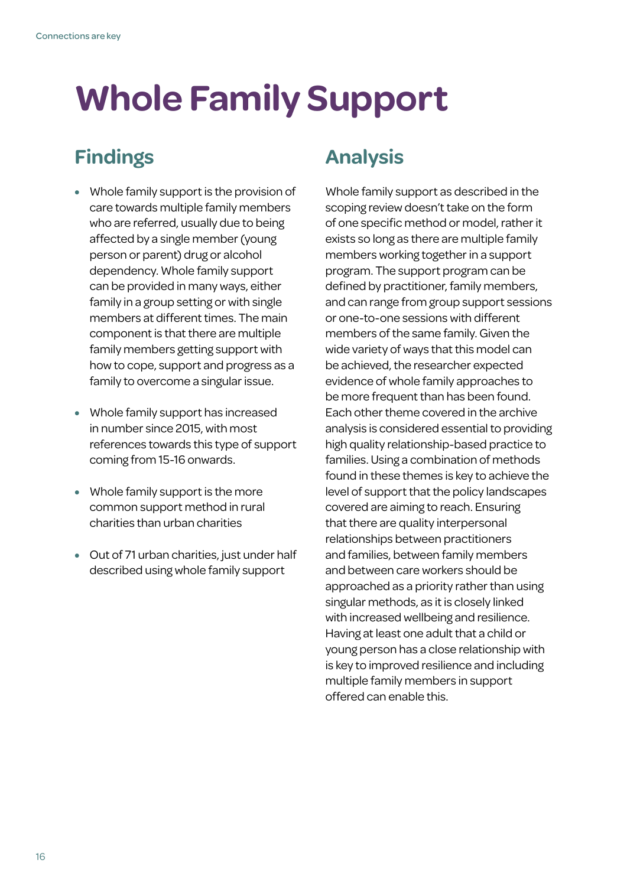# Whole Family Support

## Findings

- Whole family support is the provision of care towards multiple family members who are referred, usually due to being affected by a single member (young person or parent) drug or alcohol dependency. Whole family support can be provided in many ways, either family in a group setting or with single members at different times. The main component is that there are multiple family members getting support with how to cope, support and progress as a family to overcome a singular issue.
- Whole family support has increased in number since 2015, with most references towards this type of support coming from 15-16 onwards.
- Whole family support is the more common support method in rural charities than urban charities
- Out of 71 urban charities, just under half described using whole family support

## Analysis

Whole family support as described in the scoping review doesn't take on the form of one specific method or model, rather it exists so long as there are multiple family members working together in a support program. The support program can be defined by practitioner, family members, and can range from group support sessions or one-to-one sessions with different members of the same family. Given the wide variety of ways that this model can be achieved, the researcher expected evidence of whole family approaches to be more frequent than has been found. Each other theme covered in the archive analysis is considered essential to providing high quality relationship-based practice to families. Using a combination of methods found in these themes is key to achieve the level of support that the policy landscapes covered are aiming to reach. Ensuring that there are quality interpersonal relationships between practitioners and families, between family members and between care workers should be approached as a priority rather than using singular methods, as it is closely linked with increased wellbeing and resilience. Having at least one adult that a child or young person has a close relationship with is key to improved resilience and including multiple family members in support offered can enable this.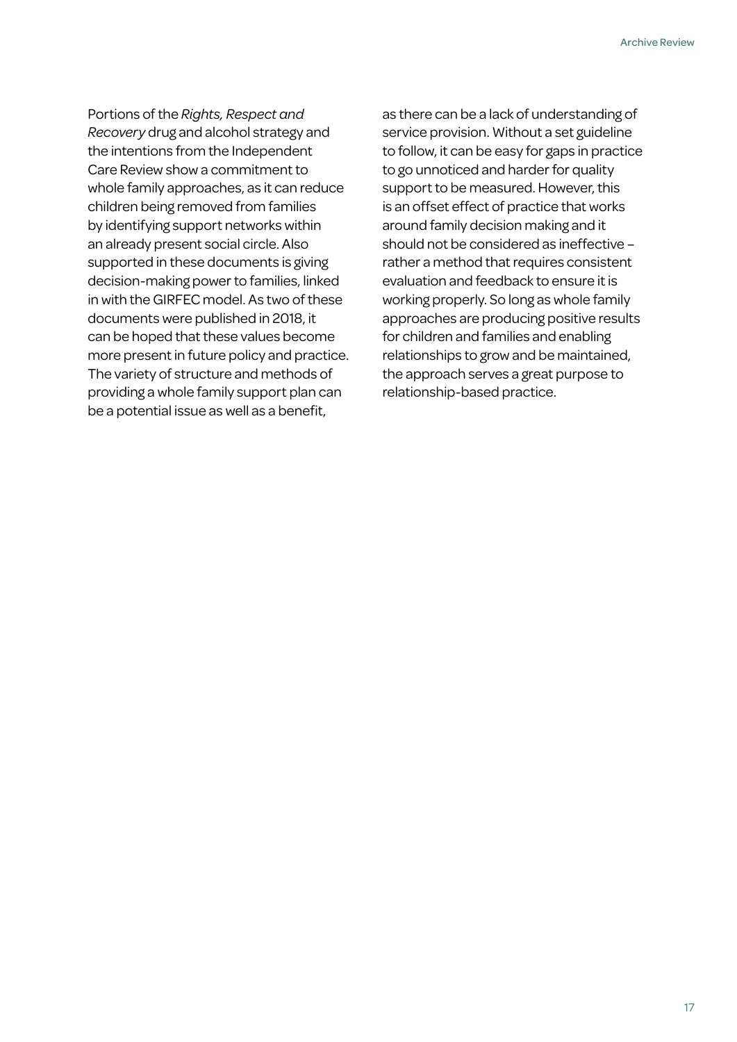Portions of the *Rights, Respect and Recovery* drug and alcohol strategy and the intentions from the Independent Care Review show a commitment to whole family approaches, as it can reduce children being removed from families by identifying support networks within an already present social circle. Also supported in these documents is giving decision-making power to families, linked in with the GIRFEC model. As two of these documents were published in 2018, it can be hoped that these values become more present in future policy and practice. The variety of structure and methods of providing a whole family support plan can be a potential issue as well as a benefit, as there can be a lack of understanding of service provision. Without a set guideline to follow, it can be easy for gaps in practice to go unnoticed and harder for quality support to be measured. However, this is an offset effect of practice that works around family decision making and it should not be considered as ineffective – rather a method that requires consistent evaluation and feedback to ensure it is working properly. So long as whole family approaches are producing positive results for children and families and enabling relationships to grow and be maintained, the approach serves a great purpose to relationship-based practice.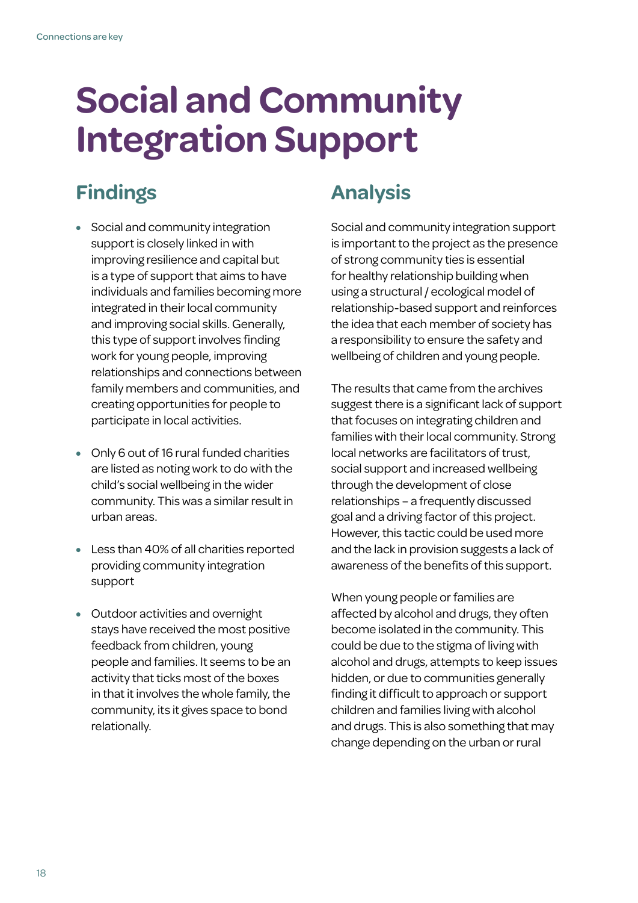# Social and Community Integration Support

## Findings

- Social and community integration support is closely linked in with improving resilience and capital but is a type of support that aims to have individuals and families becoming more integrated in their local community and improving social skills. Generally, this type of support involves finding work for young people, improving relationships and connections between family members and communities, and creating opportunities for people to participate in local activities.
- Only 6 out of 16 rural funded charities are listed as noting work to do with the child's social wellbeing in the wider community. This was a similar result in urban areas.
- Less than 40% of all charities reported providing community integration support
- Outdoor activities and overnight stays have received the most positive feedback from children, young people and families. It seems to be an activity that ticks most of the boxes in that it involves the whole family, the community, its it gives space to bond relationally.

## Analysis

Social and community integration support is important to the project as the presence of strong community ties is essential for healthy relationship building when using a structural / ecological model of relationship-based support and reinforces the idea that each member of society has a responsibility to ensure the safety and wellbeing of children and young people.

The results that came from the archives suggest there is a significant lack of support that focuses on integrating children and families with their local community. Strong local networks are facilitators of trust, social support and increased wellbeing through the development of close relationships – a frequently discussed goal and a driving factor of this project. However, this tactic could be used more and the lack in provision suggests a lack of awareness of the benefits of this support.

When young people or families are affected by alcohol and drugs, they often become isolated in the community. This could be due to the stigma of living with alcohol and drugs, attempts to keep issues hidden, or due to communities generally finding it difficult to approach or support children and families living with alcohol and drugs. This is also something that may change depending on the urban or rural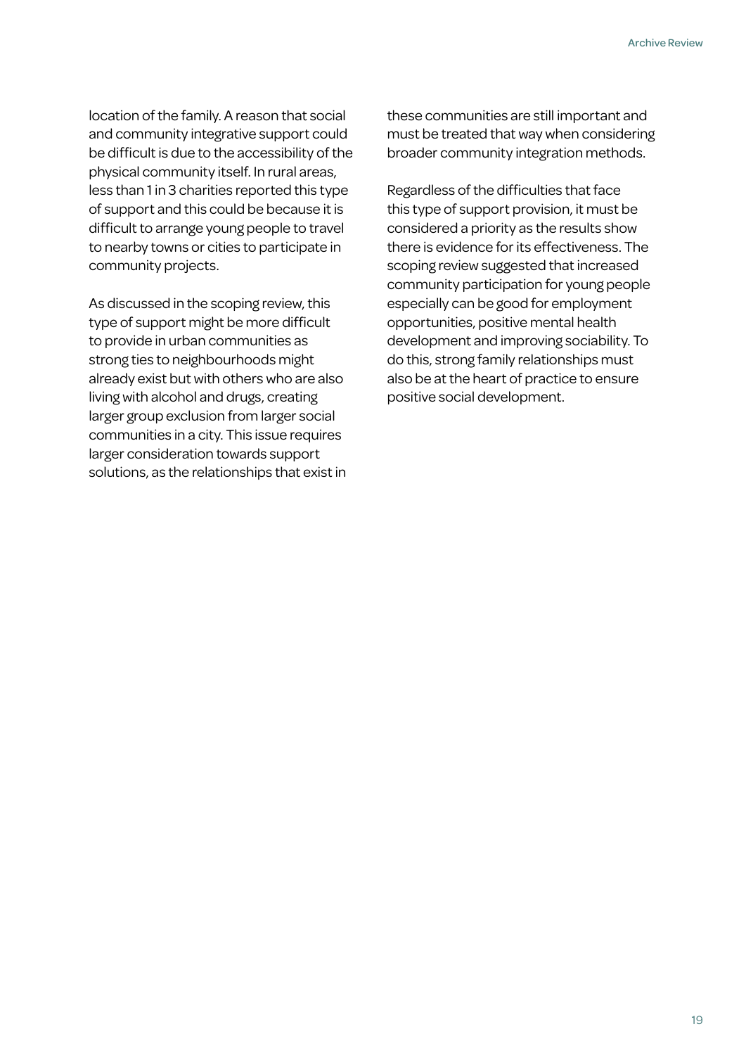location of the family. A reason that social and community integrative support could be difficult is due to the accessibility of the physical community itself. In rural areas, less than 1 in 3 charities reported this type of support and this could be because it is difficult to arrange young people to travel to nearby towns or cities to participate in community projects.

As discussed in the scoping review, this type of support might be more difficult to provide in urban communities as strong ties to neighbourhoods might already exist but with others who are also living with alcohol and drugs, creating larger group exclusion from larger social communities in a city. This issue requires larger consideration towards support solutions, as the relationships that exist in these communities are still important and must be treated that way when considering broader community integration methods.

Regardless of the difficulties that face this type of support provision, it must be considered a priority as the results show there is evidence for its effectiveness. The scoping review suggested that increased community participation for young people especially can be good for employment opportunities, positive mental health development and improving sociability. To do this, strong family relationships must also be at the heart of practice to ensure positive social development.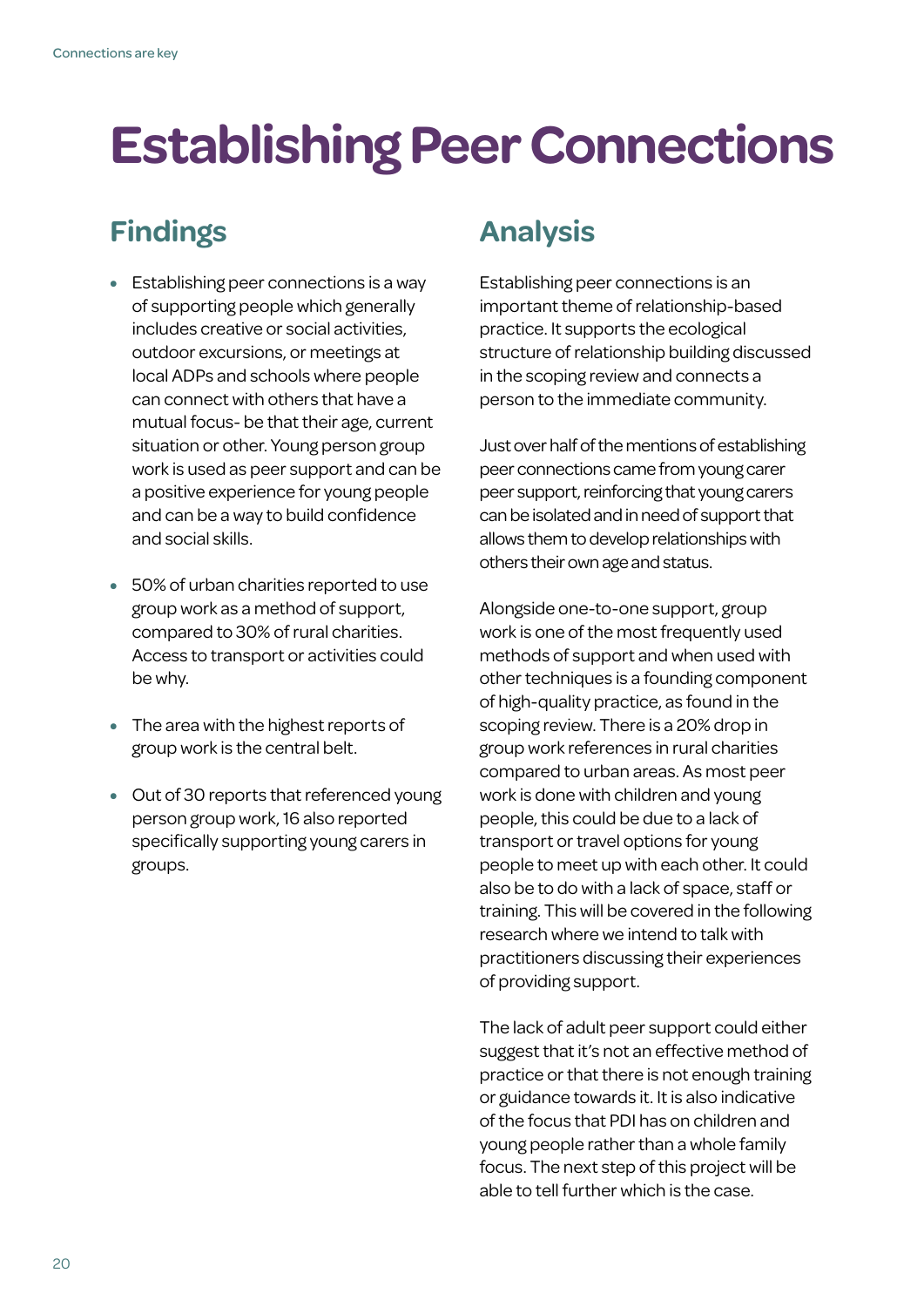# Establishing Peer Connections

## Findings

- Establishing peer connections is a way of supporting people which generally includes creative or social activities, outdoor excursions, or meetings at local ADPs and schools where people can connect with others that have a mutual focus- be that their age, current situation or other. Young person group work is used as peer support and can be a positive experience for young people and can be a way to build confidence and social skills.
- 50% of urban charities reported to use group work as a method of support, compared to 30% of rural charities. Access to transport or activities could be why.
- The area with the highest reports of group work is the central belt.
- Out of 30 reports that referenced young person group work, 16 also reported specifically supporting young carers in groups.

## Analysis

Establishing peer connections is an important theme of relationship-based practice. It supports the ecological structure of relationship building discussed in the scoping review and connects a person to the immediate community.

Just over half of the mentions of establishing peer connections came from young carer peer support, reinforcing that young carers can be isolated and in need of support that allows them to develop relationships with others their own age and status.

Alongside one-to-one support, group work is one of the most frequently used methods of support and when used with other techniques is a founding component of high-quality practice, as found in the scoping review. There is a 20% drop in group work references in rural charities compared to urban areas. As most peer work is done with children and young people, this could be due to a lack of transport or travel options for young people to meet up with each other. It could also be to do with a lack of space, staff or training. This will be covered in the following research where we intend to talk with practitioners discussing their experiences of providing support.

The lack of adult peer support could either suggest that it's not an effective method of practice or that there is not enough training or guidance towards it. It is also indicative of the focus that PDI has on children and young people rather than a whole family focus. The next step of this project will be able to tell further which is the case.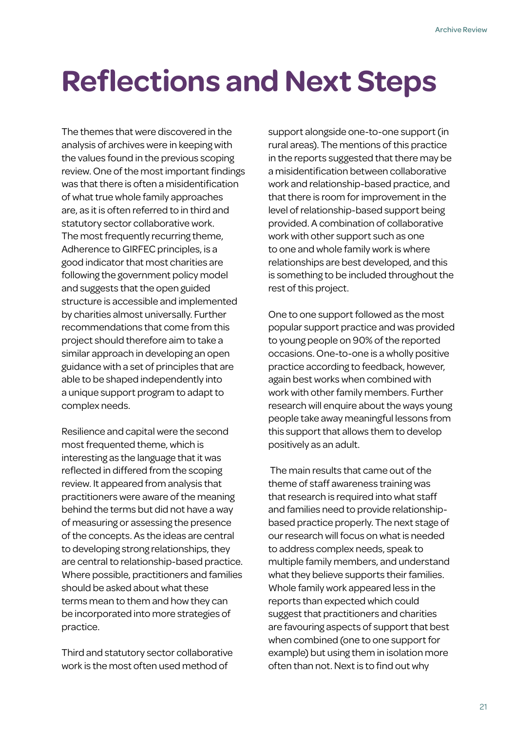# Reflections and Next Steps

The themes that were discovered in the analysis of archives were in keeping with the values found in the previous scoping review. One of the most important findings was that there is often a misidentification of what true whole family approaches are, as it is often referred to in third and statutory sector collaborative work. The most frequently recurring theme, Adherence to GIRFEC principles, is a good indicator that most charities are following the government policy model and suggests that the open guided structure is accessible and implemented by charities almost universally. Further recommendations that come from this project should therefore aim to take a similar approach in developing an open guidance with a set of principles that are able to be shaped independently into a unique support program to adapt to complex needs.

Resilience and capital were the second most frequented theme, which is interesting as the language that it was reflected in differed from the scoping review. It appeared from analysis that practitioners were aware of the meaning behind the terms but did not have a way of measuring or assessing the presence of the concepts. As the ideas are central to developing strong relationships, they are central to relationship-based practice. Where possible, practitioners and families should be asked about what these terms mean to them and how they can be incorporated into more strategies of practice.

Third and statutory sector collaborative work is the most often used method of support alongside one-to-one support (in rural areas). The mentions of this practice in the reports suggested that there may be a misidentification between collaborative work and relationship-based practice, and that there is room for improvement in the level of relationship-based support being provided. A combination of collaborative work with other support such as one to one and whole family work is where relationships are best developed, and this is something to be included throughout the rest of this project.

One to one support followed as the most popular support practice and was provided to young people on 90% of the reported occasions. One-to-one is a wholly positive practice according to feedback, however, again best works when combined with work with other family members. Further research will enquire about the ways young people take away meaningful lessons from this support that allows them to develop positively as an adult.

The main results that came out of the theme of staff awareness training was that research is required into what staff and families need to provide relationship-based practice properly. The next stage of our research will focus on what is needed to address complex needs, speak to multiple family members, and understand what they believe supports their families. Whole family work appeared less in the reports than expected which could suggest that practitioners and charities are favouring aspects of support that best when combined (one to one support for example) but using them in isolation more often than not. Next is to find out why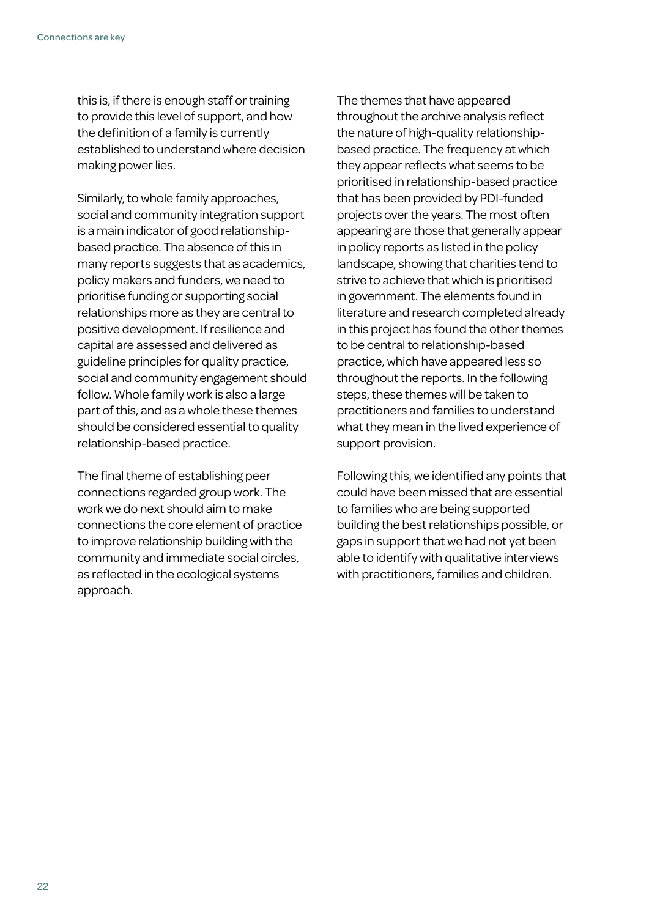this is, if there is enough staff or training to provide this level of support, and how the definition of a family is currently established to understand where decision making power lies.

Similarly, to whole family approaches, social and community integration support is a main indicator of good relationship-based practice. The absence of this in many reports suggests that as academics, policy makers and funders, we need to prioritise funding or supporting social relationships more as they are central to positive development. If resilience and capital are assessed and delivered as guideline principles for quality practice, social and community engagement should follow. Whole family work is also a large part of this, and as a whole these themes should be considered essential to quality relationship-based practice.

The final theme of establishing peer connections regarded group work. The work we do next should aim to make connections the core element of practice to improve relationship building with the community and immediate social circles, as reflected in the ecological systems approach.

The themes that have appeared throughout the archive analysis reflect the nature of high-quality relationship-based practice. The frequency at which they appear reflects what seems to be prioritised in relationship-based practice that has been provided by PDI-funded projects over the years. The most often appearing are those that generally appear in policy reports as listed in the policy landscape, showing that charities tend to strive to achieve that which is prioritised in government. The elements found in literature and research completed already in this project has found the other themes to be central to relationship-based practice, which have appeared less so throughout the reports. In the following steps, these themes will be taken to practitioners and families to understand what they mean in the lived experience of support provision.

Following this, we identified any points that could have been missed that are essential to families who are being supported building the best relationships possible, or gaps in support that we had not yet been able to identify with qualitative interviews with practitioners, families and children.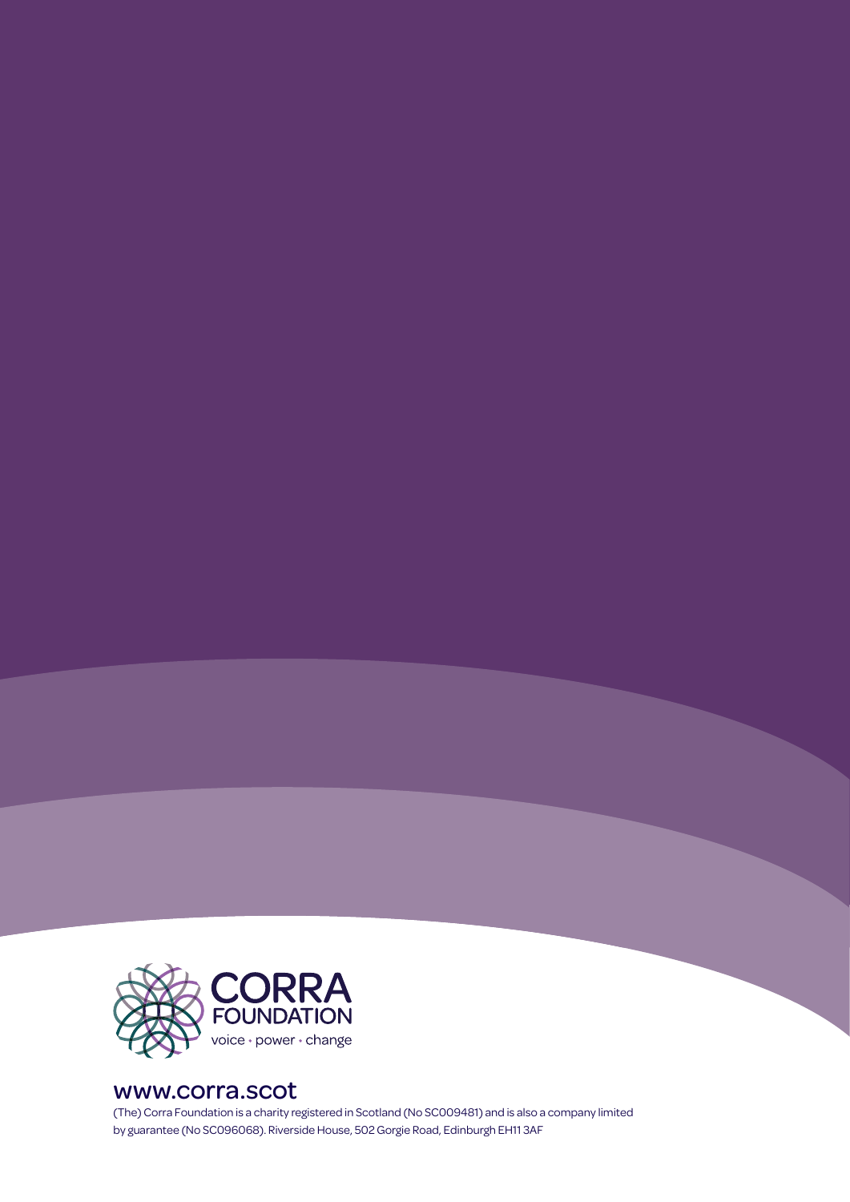CORRA
FOUNDATION
voice • power • change

www.corra.scot

(The) Corra Foundation is a charity registered in Scotland (No SC009481) and is also a company limited by guarantee (No SC096068). Riverside House, 502 Gorgie Road, Edinburgh EH11 3AF